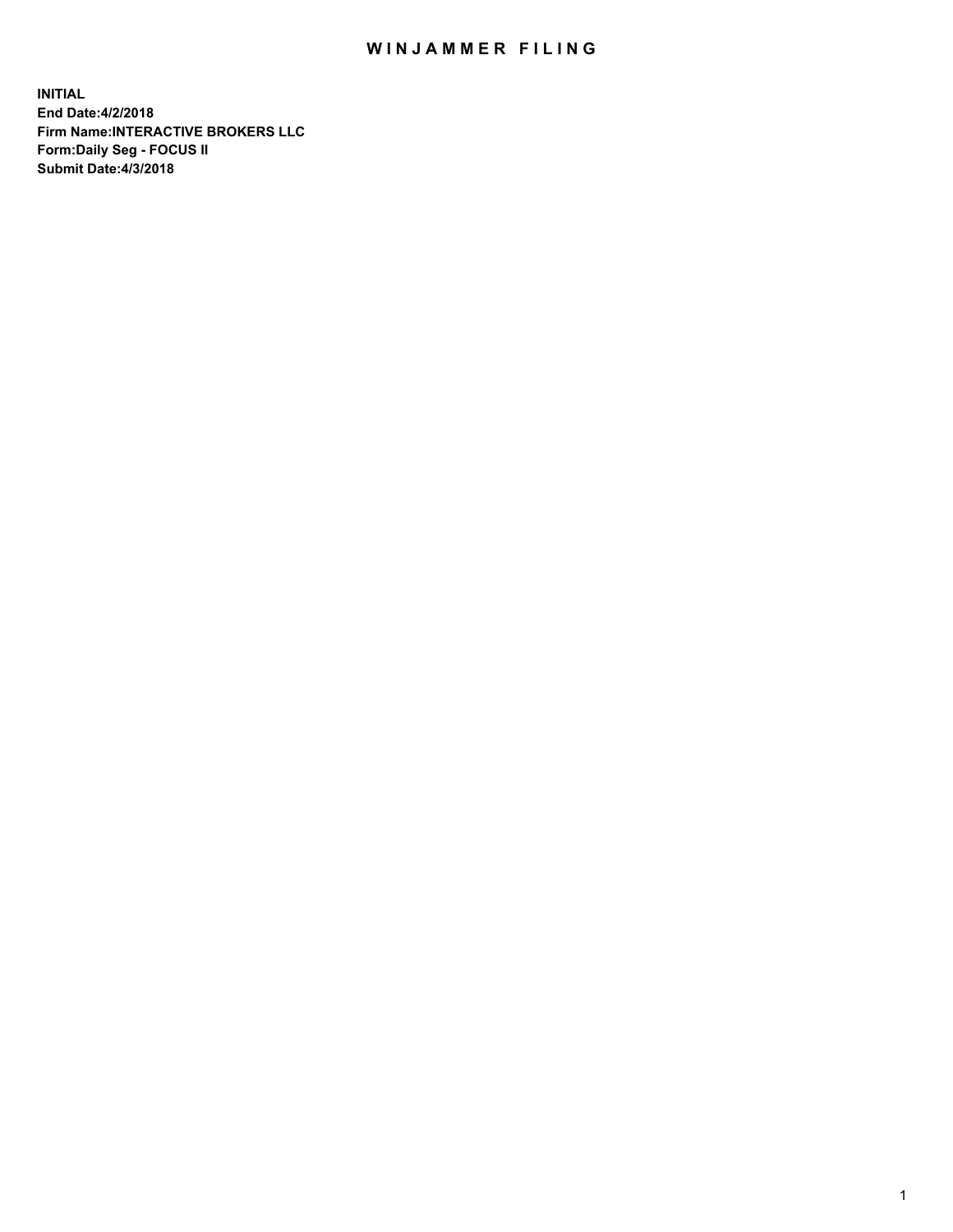# WINJAMMER FILING

**INITIAL**
**End Date:4/2/2018**
**Firm Name:INTERACTIVE BROKERS LLC**
**Form:Daily Seg - FOCUS II**
**Submit Date:4/3/2018**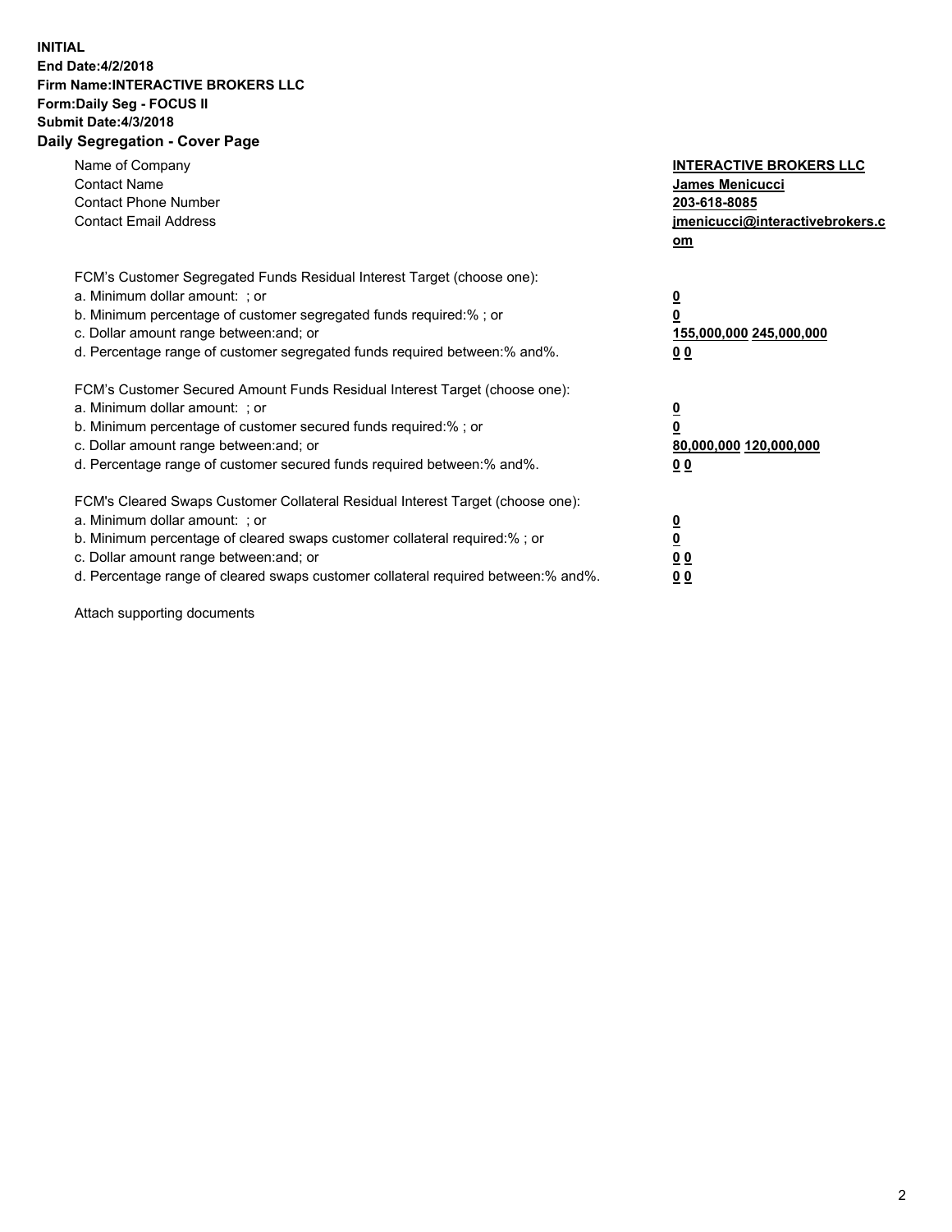**INITIAL**
**End Date:4/2/2018**
**Firm Name:INTERACTIVE BROKERS LLC**
**Form:Daily Seg - FOCUS II**
**Submit Date:4/3/2018**
**Daily Segregation - Cover Page**

| | |
|---|---|
| Name of Company | **INTERACTIVE BROKERS LLC** |
| Contact Name | **James Menicucci** |
| Contact Phone Number | **203-618-8085** |
| Contact Email Address | **jmenicucci@interactivebrokers.com** |

FCM's Customer Segregated Funds Residual Interest Target (choose one):

| | |
|---|---|
| a. Minimum dollar amount: ; or | **0** |
| b. Minimum percentage of customer segregated funds required:% ; or | **0** |
| c. Dollar amount range between:and; or | **155,000,000 245,000,000** |
| d. Percentage range of customer segregated funds required between:% and%. | **0 0** |

FCM's Customer Secured Amount Funds Residual Interest Target (choose one):

| | |
|---|---|
| a. Minimum dollar amount: ; or | **0** |
| b. Minimum percentage of customer secured funds required:% ; or | **0** |
| c. Dollar amount range between:and; or | **80,000,000 120,000,000** |
| d. Percentage range of customer secured funds required between:% and%. | **0 0** |

FCM's Cleared Swaps Customer Collateral Residual Interest Target (choose one):

| | |
|---|---|
| a. Minimum dollar amount: ; or | **0** |
| b. Minimum percentage of cleared swaps customer collateral required:% ; or | **0** |
| c. Dollar amount range between:and; or | **0 0** |
| d. Percentage range of cleared swaps customer collateral required between:% and%. | **0 0** |

Attach supporting documents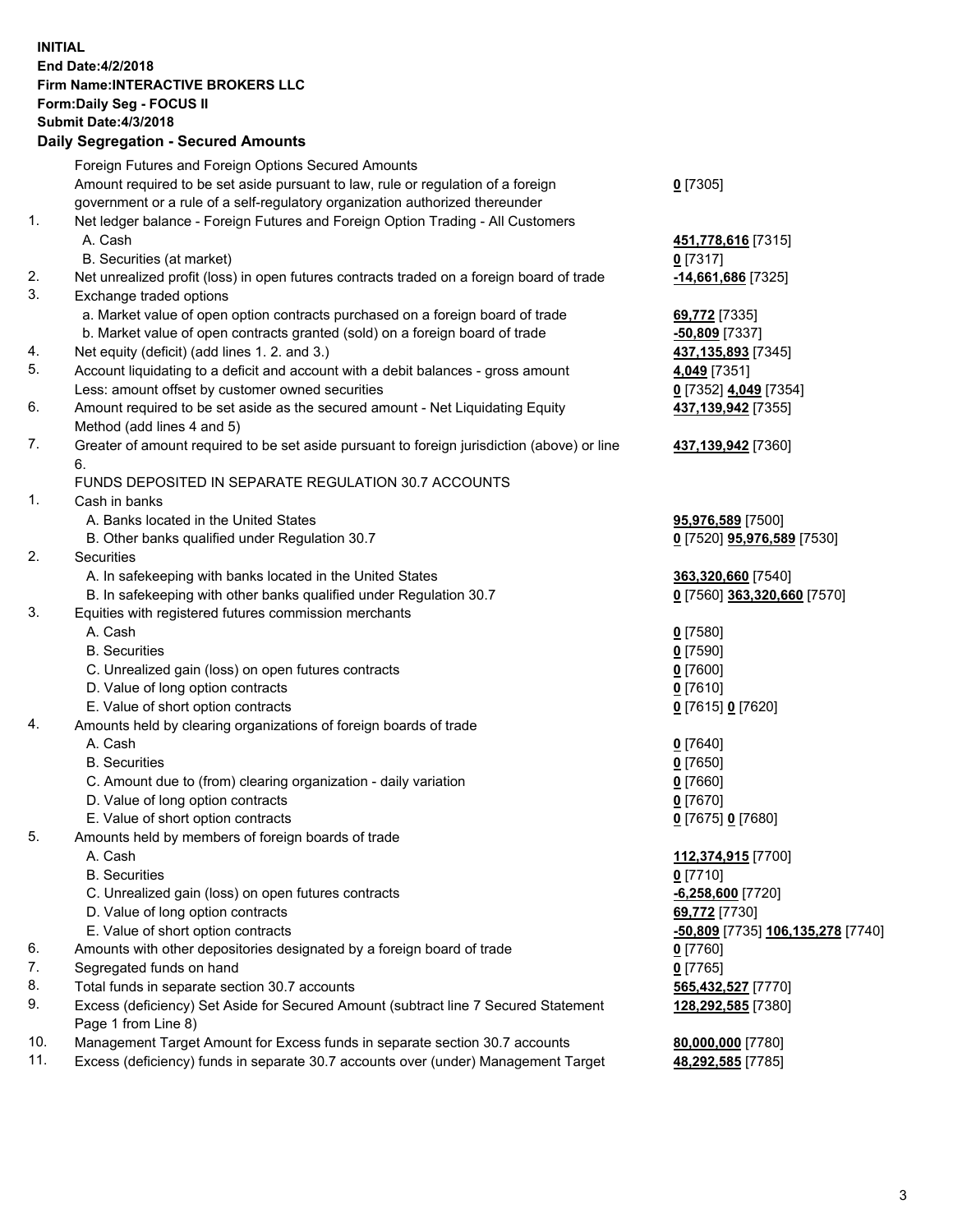**INITIAL**
**End Date:4/2/2018**
**Firm Name:INTERACTIVE BROKERS LLC**
**Form:Daily Seg - FOCUS II**
**Submit Date:4/3/2018**

## Daily Segregation - Secured Amounts

| | | |
|---|---|---|
| | Foreign Futures and Foreign Options Secured Amounts | |
| | Amount required to be set aside pursuant to law, rule or regulation of a foreign government or a rule of a self-regulatory organization authorized thereunder | **0** [7305] |
| 1. | Net ledger balance - Foreign Futures and Foreign Option Trading - All Customers | |
| | A. Cash | **451,778,616** [7315] |
| | B. Securities (at market) | **0** [7317] |
| 2. | Net unrealized profit (loss) in open futures contracts traded on a foreign board of trade | **-14,661,686** [7325] |
| 3. | Exchange traded options | |
| | a. Market value of open option contracts purchased on a foreign board of trade | **69,772** [7335] |
| | b. Market value of open contracts granted (sold) on a foreign board of trade | **-50,809** [7337] |
| 4. | Net equity (deficit) (add lines 1. 2. and 3.) | **437,135,893** [7345] |
| 5. | Account liquidating to a deficit and account with a debit balances - gross amount | **4,049** [7351] |
| | Less: amount offset by customer owned securities | **0** [7352] **4,049** [7354] |
| 6. | Amount required to be set aside as the secured amount - Net Liquidating Equity Method (add lines 4 and 5) | **437,139,942** [7355] |
| 7. | Greater of amount required to be set aside pursuant to foreign jurisdiction (above) or line 6. | **437,139,942** [7360] |
| | FUNDS DEPOSITED IN SEPARATE REGULATION 30.7 ACCOUNTS | |
| 1. | Cash in banks | |
| | A. Banks located in the United States | **95,976,589** [7500] |
| | B. Other banks qualified under Regulation 30.7 | **0** [7520] **95,976,589** [7530] |
| 2. | Securities | |
| | A. In safekeeping with banks located in the United States | **363,320,660** [7540] |
| | B. In safekeeping with other banks qualified under Regulation 30.7 | **0** [7560] **363,320,660** [7570] |
| 3. | Equities with registered futures commission merchants | |
| | A. Cash | **0** [7580] |
| | B. Securities | **0** [7590] |
| | C. Unrealized gain (loss) on open futures contracts | **0** [7600] |
| | D. Value of long option contracts | **0** [7610] |
| | E. Value of short option contracts | **0** [7615] **0** [7620] |
| 4. | Amounts held by clearing organizations of foreign boards of trade | |
| | A. Cash | **0** [7640] |
| | B. Securities | **0** [7650] |
| | C. Amount due to (from) clearing organization - daily variation | **0** [7660] |
| | D. Value of long option contracts | **0** [7670] |
| | E. Value of short option contracts | **0** [7675] **0** [7680] |
| 5. | Amounts held by members of foreign boards of trade | |
| | A. Cash | **112,374,915** [7700] |
| | B. Securities | **0** [7710] |
| | C. Unrealized gain (loss) on open futures contracts | **-6,258,600** [7720] |
| | D. Value of long option contracts | **69,772** [7730] |
| | E. Value of short option contracts | **-50,809** [7735] **106,135,278** [7740] |
| 6. | Amounts with other depositories designated by a foreign board of trade | **0** [7760] |
| 7. | Segregated funds on hand | **0** [7765] |
| 8. | Total funds in separate section 30.7 accounts | **565,432,527** [7770] |
| 9. | Excess (deficiency) Set Aside for Secured Amount (subtract line 7 Secured Statement Page 1 from Line 8) | **128,292,585** [7380] |
| 10. | Management Target Amount for Excess funds in separate section 30.7 accounts | **80,000,000** [7780] |
| 11. | Excess (deficiency) funds in separate 30.7 accounts over (under) Management Target | **48,292,585** [7785] |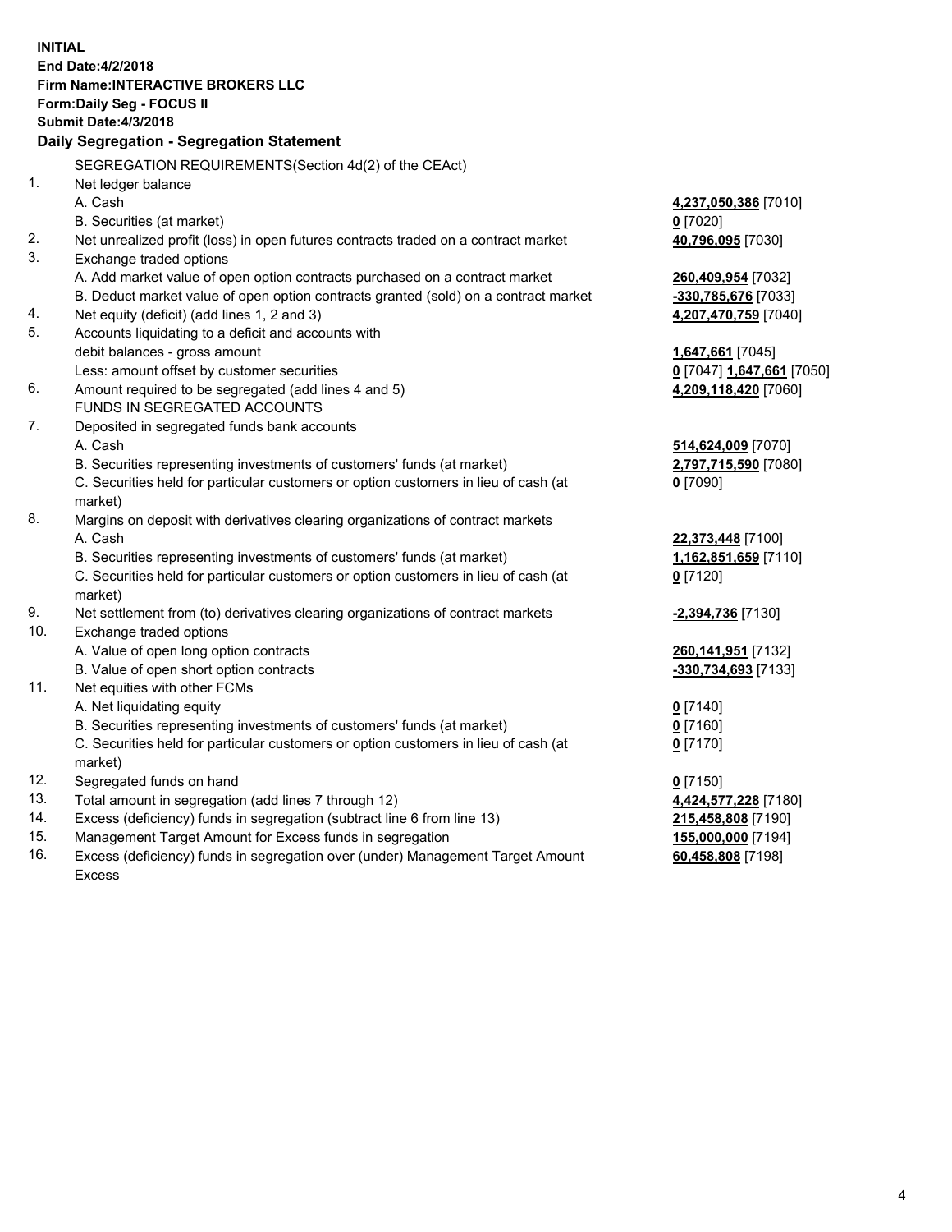**INITIAL**
**End Date:4/2/2018**
**Firm Name:INTERACTIVE BROKERS LLC**
**Form:Daily Seg - FOCUS II**
**Submit Date:4/3/2018**

## Daily Segregation - Segregation Statement

SEGREGATION REQUIREMENTS(Section 4d(2) of the CEAct)

| | | |
|---|---|---|
| 1. | Net ledger balance | |
| | A. Cash | **4,237,050,386** [7010] |
| | B. Securities (at market) | **0** [7020] |
| 2. | Net unrealized profit (loss) in open futures contracts traded on a contract market | **40,796,095** [7030] |
| 3. | Exchange traded options | |
| | A. Add market value of open option contracts purchased on a contract market | **260,409,954** [7032] |
| | B. Deduct market value of open option contracts granted (sold) on a contract market | **-330,785,676** [7033] |
| 4. | Net equity (deficit) (add lines 1, 2 and 3) | **4,207,470,759** [7040] |
| 5. | Accounts liquidating to a deficit and accounts with | |
| | debit balances - gross amount | **1,647,661** [7045] |
| | Less: amount offset by customer securities | **0** [7047] **1,647,661** [7050] |
| 6. | Amount required to be segregated (add lines 4 and 5) | **4,209,118,420** [7060] |
| | FUNDS IN SEGREGATED ACCOUNTS | |
| 7. | Deposited in segregated funds bank accounts | |
| | A. Cash | **514,624,009** [7070] |
| | B. Securities representing investments of customers' funds (at market) | **2,797,715,590** [7080] |
| | C. Securities held for particular customers or option customers in lieu of cash (at market) | **0** [7090] |
| 8. | Margins on deposit with derivatives clearing organizations of contract markets | |
| | A. Cash | **22,373,448** [7100] |
| | B. Securities representing investments of customers' funds (at market) | **1,162,851,659** [7110] |
| | C. Securities held for particular customers or option customers in lieu of cash (at market) | **0** [7120] |
| 9. | Net settlement from (to) derivatives clearing organizations of contract markets | **-2,394,736** [7130] |
| 10. | Exchange traded options | |
| | A. Value of open long option contracts | **260,141,951** [7132] |
| | B. Value of open short option contracts | **-330,734,693** [7133] |
| 11. | Net equities with other FCMs | |
| | A. Net liquidating equity | **0** [7140] |
| | B. Securities representing investments of customers' funds (at market) | **0** [7160] |
| | C. Securities held for particular customers or option customers in lieu of cash (at market) | **0** [7170] |
| 12. | Segregated funds on hand | **0** [7150] |
| 13. | Total amount in segregation (add lines 7 through 12) | **4,424,577,228** [7180] |
| 14. | Excess (deficiency) funds in segregation (subtract line 6 from line 13) | **215,458,808** [7190] |
| 15. | Management Target Amount for Excess funds in segregation | **155,000,000** [7194] |
| 16. | Excess (deficiency) funds in segregation over (under) Management Target Amount Excess | **60,458,808** [7198] |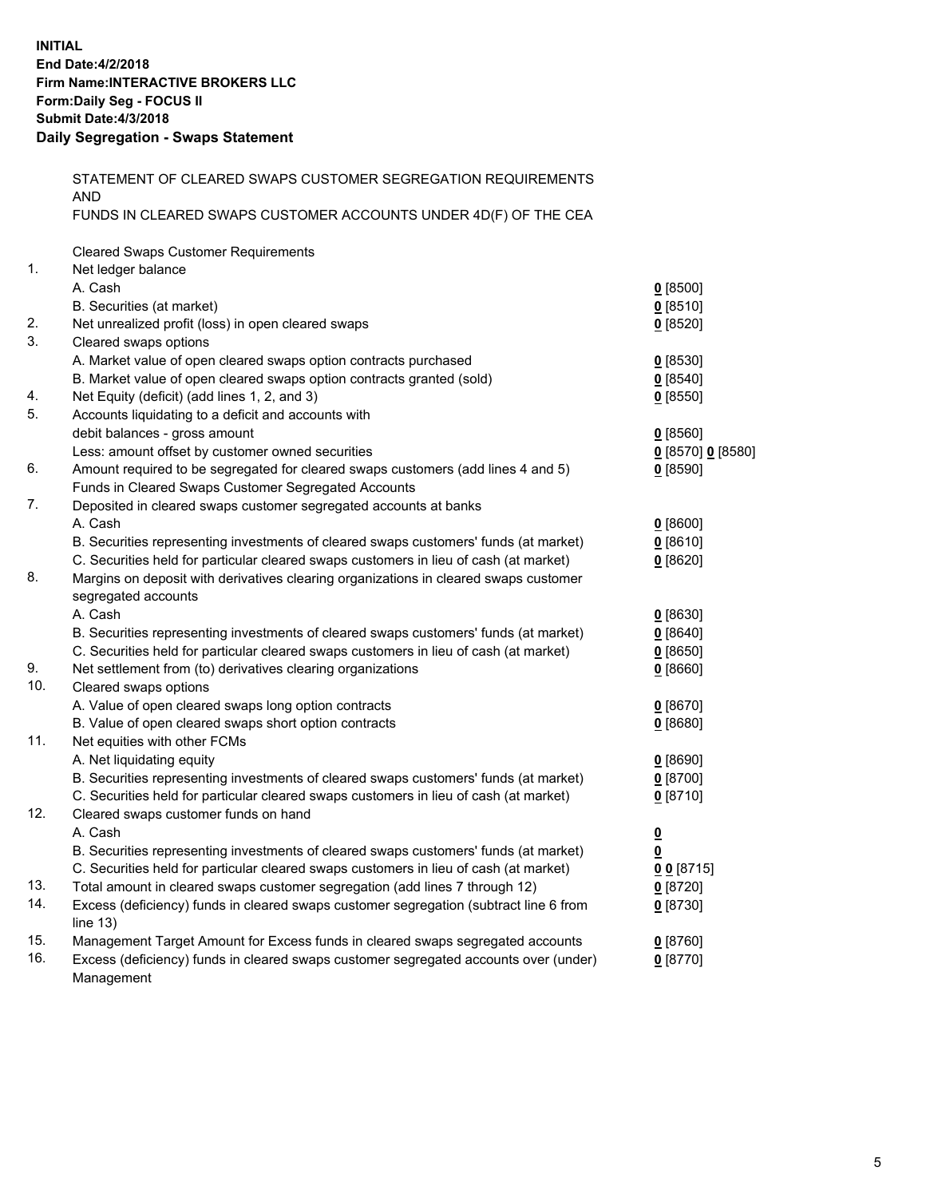**INITIAL**
**End Date:4/2/2018**
**Firm Name:INTERACTIVE BROKERS LLC**
**Form:Daily Seg - FOCUS II**
**Submit Date:4/3/2018**
**Daily Segregation - Swaps Statement**

STATEMENT OF CLEARED SWAPS CUSTOMER SEGREGATION REQUIREMENTS AND FUNDS IN CLEARED SWAPS CUSTOMER ACCOUNTS UNDER 4D(F) OF THE CEA

| | | |
|---|---|---|
| | Cleared Swaps Customer Requirements | |
| 1. | Net ledger balance | |
| | A. Cash | 0 [8500] |
| | B. Securities (at market) | 0 [8510] |
| 2. | Net unrealized profit (loss) in open cleared swaps | 0 [8520] |
| 3. | Cleared swaps options | |
| | A. Market value of open cleared swaps option contracts purchased | 0 [8530] |
| | B. Market value of open cleared swaps option contracts granted (sold) | 0 [8540] |
| 4. | Net Equity (deficit) (add lines 1, 2, and 3) | 0 [8550] |
| 5. | Accounts liquidating to a deficit and accounts with debit balances - gross amount | 0 [8560] |
| | Less: amount offset by customer owned securities | 0 [8570] 0 [8580] |
| 6. | Amount required to be segregated for cleared swaps customers (add lines 4 and 5) | 0 [8590] |
| | Funds in Cleared Swaps Customer Segregated Accounts | |
| 7. | Deposited in cleared swaps customer segregated accounts at banks | |
| | A. Cash | 0 [8600] |
| | B. Securities representing investments of cleared swaps customers' funds (at market) | 0 [8610] |
| | C. Securities held for particular cleared swaps customers in lieu of cash (at market) | 0 [8620] |
| 8. | Margins on deposit with derivatives clearing organizations in cleared swaps customer segregated accounts | |
| | A. Cash | 0 [8630] |
| | B. Securities representing investments of cleared swaps customers' funds (at market) | 0 [8640] |
| | C. Securities held for particular cleared swaps customers in lieu of cash (at market) | 0 [8650] |
| 9. | Net settlement from (to) derivatives clearing organizations | 0 [8660] |
| 10. | Cleared swaps options | |
| | A. Value of open cleared swaps long option contracts | 0 [8670] |
| | B. Value of open cleared swaps short option contracts | 0 [8680] |
| 11. | Net equities with other FCMs | |
| | A. Net liquidating equity | 0 [8690] |
| | B. Securities representing investments of cleared swaps customers' funds (at market) | 0 [8700] |
| | C. Securities held for particular cleared swaps customers in lieu of cash (at market) | 0 [8710] |
| 12. | Cleared swaps customer funds on hand | |
| | A. Cash | 0 |
| | B. Securities representing investments of cleared swaps customers' funds (at market) | 0 |
| | C. Securities held for particular cleared swaps customers in lieu of cash (at market) | 0 0 [8715] |
| 13. | Total amount in cleared swaps customer segregation (add lines 7 through 12) | 0 [8720] |
| 14. | Excess (deficiency) funds in cleared swaps customer segregation (subtract line 6 from line 13) | 0 [8730] |
| 15. | Management Target Amount for Excess funds in cleared swaps segregated accounts | 0 [8760] |
| 16. | Excess (deficiency) funds in cleared swaps customer segregated accounts over (under) Management | 0 [8770] |